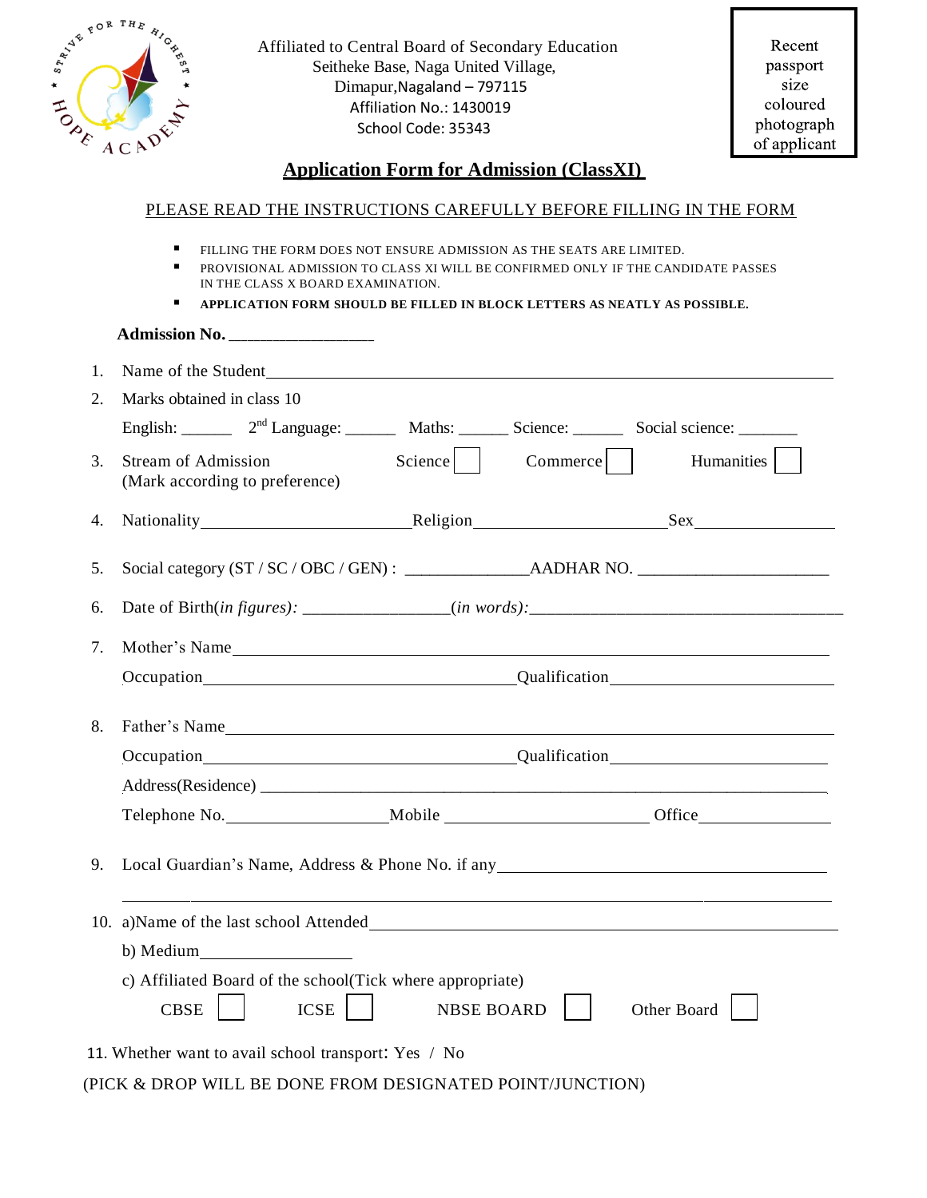Affiliated to Central Board of Secondary Education
Seitheke Base, Naga United Village,
Dimapur,Nagaland – 797115
Affiliation No.: 1430019
School Code: 35343

Recent passport size coloured photograph of applicant

## Application Form for Admission (ClassXI)

PLEASE READ THE INSTRUCTIONS CAREFULLY BEFORE FILLING IN THE FORM

- FILLING THE FORM DOES NOT ENSURE ADMISSION AS THE SEATS ARE LIMITED.
- PROVISIONAL ADMISSION TO CLASS XI WILL BE CONFIRMED ONLY IF THE CANDIDATE PASSES IN THE CLASS X BOARD EXAMINATION.
- **APPLICATION FORM SHOULD BE FILLED IN BLOCK LETTERS AS NEATLY AS POSSIBLE.**

**Admission No.** ________________

1. Name of the Student________________________________________________________________

2. Marks obtained in class 10

   English: ______ 2nd Language: ______ Maths: ______ Science: ______ Social science: _______

3. Stream of Admission (Mark according to preference) Science ☐ Commerce ☐ Humanities ☐

4. Nationality________________________Religion_____________________Sex_______________

5. Social category (ST / SC / OBC / GEN) : ______________AADHAR NO. _____________________

6. Date of Birth(*in figures)*: ________________(*in words)*:__________________________________

7. Mother's Name_____________________________________________________________

   Occupation____________________________________Qualification_________________________

8. Father's Name______________________________________________________________

   Occupation____________________________________Qualification_________________________

   Address(Residence) ____________________________________________________________

   Telephone No.__________________Mobile _______________________ Office_______________

9. Local Guardian's Name, Address & Phone No. if any_____________________________________

   ______________________________________________________________________________

10. a)Name of the last school Attended_______________________________________________

    b) Medium_________________

    c) Affiliated Board of the school(Tick where appropriate)

    CBSE ☐ ICSE ☐ NBSE BOARD ☐ Other Board ☐

11. Whether want to avail school transport: Yes / No

(PICK & DROP WILL BE DONE FROM DESIGNATED POINT/JUNCTION)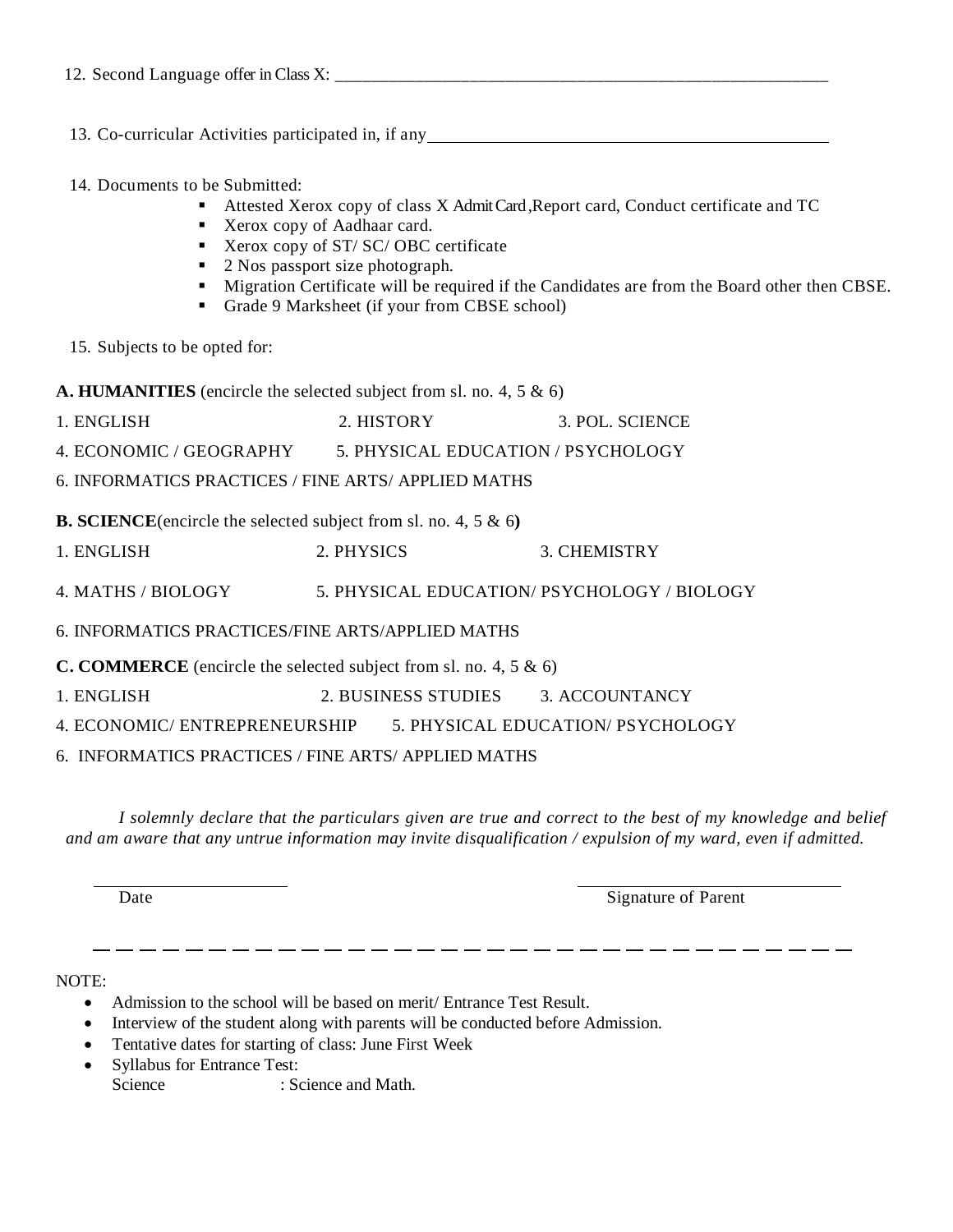12. Second Language offer in Class X: ______________________________________________

13. Co-curricular Activities participated in, if any______________________________________

14. Documents to be Submitted:
    - Attested Xerox copy of class X Admit Card ,Report card, Conduct certificate and TC
    - Xerox copy of Aadhaar card.
    - Xerox copy of ST/ SC/ OBC certificate
    - 2 Nos passport size photograph.
    - Migration Certificate will be required if the Candidates are from the Board other then CBSE.
    - Grade 9 Marksheet (if your from CBSE school)

15. Subjects to be opted for:

**A. HUMANITIES** (encircle the selected subject from sl. no. 4, 5 & 6)

1. ENGLISH　　2. HISTORY　　3. POL. SCIENCE

4. ECONOMIC / GEOGRAPHY　　5. PHYSICAL EDUCATION / PSYCHOLOGY

6. INFORMATICS PRACTICES / FINE ARTS/ APPLIED MATHS

**B. SCIENCE**(encircle the selected subject from sl. no. 4, 5 & 6**)**

1. ENGLISH　　2. PHYSICS　　3. CHEMISTRY

4. MATHS / BIOLOGY　　5. PHYSICAL EDUCATION/ PSYCHOLOGY / BIOLOGY

6. INFORMATICS PRACTICES/FINE ARTS/APPLIED MATHS

**C. COMMERCE** (encircle the selected subject from sl. no. 4, 5 & 6)

1. ENGLISH　　2. BUSINESS STUDIES　　3. ACCOUNTANCY

4. ECONOMIC/ ENTREPRENEURSHIP　　5. PHYSICAL EDUCATION/ PSYCHOLOGY

6. INFORMATICS PRACTICES / FINE ARTS/ APPLIED MATHS

*I solemnly declare that the particulars given are true and correct to the best of my knowledge and belief and am aware that any untrue information may invite disqualification / expulsion of my ward, even if admitted.*

____________________　　　　　　　　　　____________________

Date　　　　　　　　　　　　　　　　　　Signature of Parent

---

NOTE:

- Admission to the school will be based on merit/ Entrance Test Result.
- Interview of the student along with parents will be conducted before Admission.
- Tentative dates for starting of class: June First Week
- Syllabus for Entrance Test:
  Science　　: Science and Math.